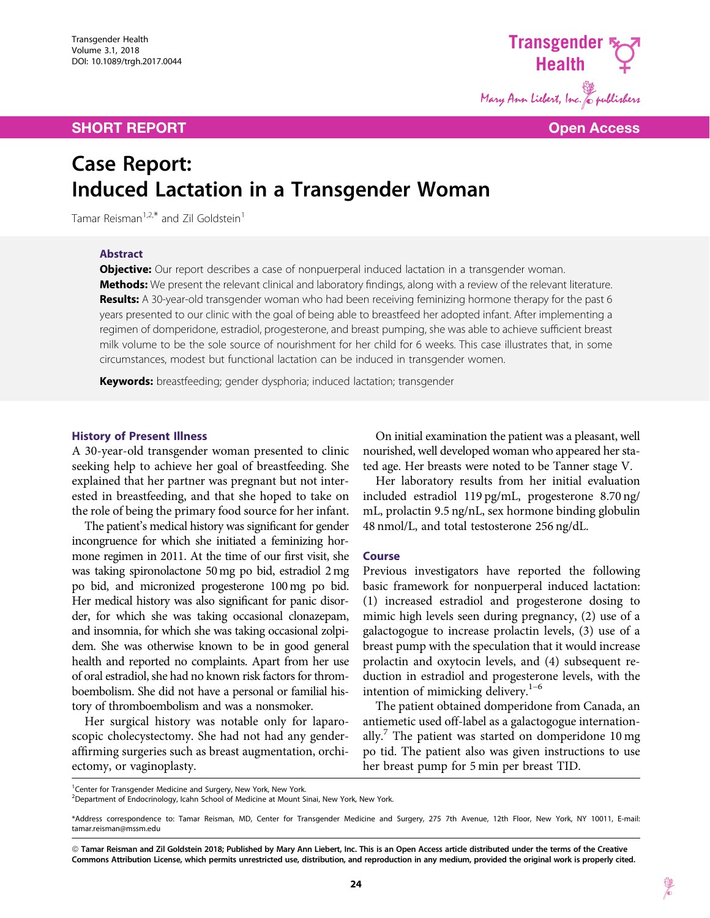SHORT REPORT

Open Access

# Case Report: Induced Lactation in a Transgender Woman

Tamar Reisman[1,2,*] and Zil Goldstein[1]

## Abstract

**Objective:** Our report describes a case of nonpuerperal induced lactation in a transgender woman.

**Methods:** We present the relevant clinical and laboratory findings, along with a review of the relevant literature.

**Results:** A 30-year-old transgender woman who had been receiving feminizing hormone therapy for the past 6 years presented to our clinic with the goal of being able to breastfeed her adopted infant. After implementing a regimen of domperidone, estradiol, progesterone, and breast pumping, she was able to achieve sufficient breast milk volume to be the sole source of nourishment for her child for 6 weeks. This case illustrates that, in some circumstances, modest but functional lactation can be induced in transgender women.

**Keywords:** breastfeeding; gender dysphoria; induced lactation; transgender

## History of Present Illness

A 30-year-old transgender woman presented to clinic seeking help to achieve her goal of breastfeeding. She explained that her partner was pregnant but not interested in breastfeeding, and that she hoped to take on the role of being the primary food source for her infant.

The patient's medical history was significant for gender incongruence for which she initiated a feminizing hormone regimen in 2011. At the time of our first visit, she was taking spironolactone 50 mg po bid, estradiol 2 mg po bid, and micronized progesterone 100 mg po bid. Her medical history was also significant for panic disorder, for which she was taking occasional clonazepam, and insomnia, for which she was taking occasional zolpidem. She was otherwise known to be in good general health and reported no complaints. Apart from her use of oral estradiol, she had no known risk factors for thromboembolism. She did not have a personal or familial history of thromboembolism and was a nonsmoker.

Her surgical history was notable only for laparoscopic cholecystectomy. She had not had any gender-affirming surgeries such as breast augmentation, orchiectomy, or vaginoplasty.

On initial examination the patient was a pleasant, well nourished, well developed woman who appeared her stated age. Her breasts were noted to be Tanner stage V.

Her laboratory results from her initial evaluation included estradiol 119 pg/mL, progesterone 8.70 ng/mL, prolactin 9.5 ng/nL, sex hormone binding globulin 48 nmol/L, and total testosterone 256 ng/dL.

## Course

Previous investigators have reported the following basic framework for nonpuerperal induced lactation: (1) increased estradiol and progesterone dosing to mimic high levels seen during pregnancy, (2) use of a galactogogue to increase prolactin levels, (3) use of a breast pump with the speculation that it would increase prolactin and oxytocin levels, and (4) subsequent reduction in estradiol and progesterone levels, with the intention of mimicking delivery.[1–6]

The patient obtained domperidone from Canada, an antiemetic used off-label as a galactogogue internationally.[7] The patient was started on domperidone 10 mg po tid. The patient also was given instructions to use her breast pump for 5 min per breast TID.

---

[1]Center for Transgender Medicine and Surgery, New York, New York.
[2]Department of Endocrinology, Icahn School of Medicine at Mount Sinai, New York, New York.

*Address correspondence to: Tamar Reisman, MD, Center for Transgender Medicine and Surgery, 275 7th Avenue, 12th Floor, New York, NY 10011, E-mail: tamar.reisman@mssm.edu

© Tamar Reisman and Zil Goldstein 2018; Published by Mary Ann Liebert, Inc. This is an Open Access article distributed under the terms of the Creative Commons Attribution License, which permits unrestricted use, distribution, and reproduction in any medium, provided the original work is properly cited.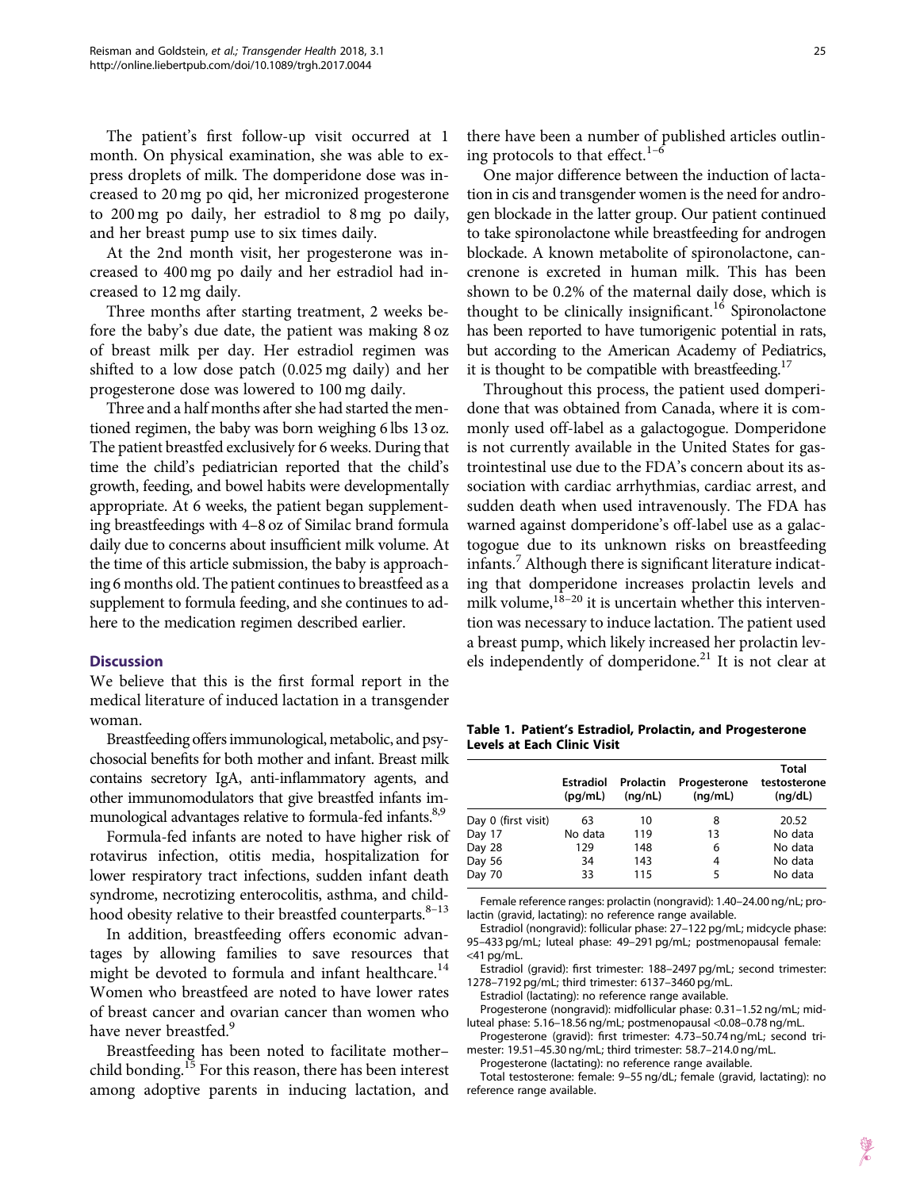The patient's first follow-up visit occurred at 1 month. On physical examination, she was able to express droplets of milk. The domperidone dose was increased to 20 mg po qid, her micronized progesterone to 200 mg po daily, her estradiol to 8 mg po daily, and her breast pump use to six times daily.

At the 2nd month visit, her progesterone was increased to 400 mg po daily and her estradiol had increased to 12 mg daily.

Three months after starting treatment, 2 weeks before the baby's due date, the patient was making 8 oz of breast milk per day. Her estradiol regimen was shifted to a low dose patch (0.025 mg daily) and her progesterone dose was lowered to 100 mg daily.

Three and a half months after she had started the mentioned regimen, the baby was born weighing 6 lbs 13 oz. The patient breastfed exclusively for 6 weeks. During that time the child's pediatrician reported that the child's growth, feeding, and bowel habits were developmentally appropriate. At 6 weeks, the patient began supplementing breastfeedings with 4–8 oz of Similac brand formula daily due to concerns about insufficient milk volume. At the time of this article submission, the baby is approaching 6 months old. The patient continues to breastfeed as a supplement to formula feeding, and she continues to adhere to the medication regimen described earlier.

## Discussion

We believe that this is the first formal report in the medical literature of induced lactation in a transgender woman.

Breastfeeding offers immunological, metabolic, and psychosocial benefits for both mother and infant. Breast milk contains secretory IgA, anti-inflammatory agents, and other immunomodulators that give breastfed infants immunological advantages relative to formula-fed infants.[8,9]

Formula-fed infants are noted to have higher risk of rotavirus infection, otitis media, hospitalization for lower respiratory tract infections, sudden infant death syndrome, necrotizing enterocolitis, asthma, and childhood obesity relative to their breastfed counterparts.[8–13]

In addition, breastfeeding offers economic advantages by allowing families to save resources that might be devoted to formula and infant healthcare.[14] Women who breastfeed are noted to have lower rates of breast cancer and ovarian cancer than women who have never breastfed.[9]

Breastfeeding has been noted to facilitate mother–child bonding.[15] For this reason, there has been interest among adoptive parents in inducing lactation, and there have been a number of published articles outlining protocols to that effect.[1–6]

One major difference between the induction of lactation in cis and transgender women is the need for androgen blockade in the latter group. Our patient continued to take spironolactone while breastfeeding for androgen blockade. A known metabolite of spironolactone, cancrenone is excreted in human milk. This has been shown to be 0.2% of the maternal daily dose, which is thought to be clinically insignificant.[16] Spironolactone has been reported to have tumorigenic potential in rats, but according to the American Academy of Pediatrics, it is thought to be compatible with breastfeeding.[17]

Throughout this process, the patient used domperidone that was obtained from Canada, where it is commonly used off-label as a galactogogue. Domperidone is not currently available in the United States for gastrointestinal use due to the FDA's concern about its association with cardiac arrhythmias, cardiac arrest, and sudden death when used intravenously. The FDA has warned against domperidone's off-label use as a galactogogue due to its unknown risks on breastfeeding infants.[7] Although there is significant literature indicating that domperidone increases prolactin levels and milk volume,[18–20] it is uncertain whether this intervention was necessary to induce lactation. The patient used a breast pump, which likely increased her prolactin levels independently of domperidone.[21] It is not clear at

**Table 1. Patient's Estradiol, Prolactin, and Progesterone Levels at Each Clinic Visit**

| | Estradiol (pg/mL) | Prolactin (ng/nL) | Progesterone (ng/mL) | Total testosterone (ng/dL) |
|---|---|---|---|---|
| Day 0 (first visit) | 63 | 10 | 8 | 20.52 |
| Day 17 | No data | 119 | 13 | No data |
| Day 28 | 129 | 148 | 6 | No data |
| Day 56 | 34 | 143 | 4 | No data |
| Day 70 | 33 | 115 | 5 | No data |

Female reference ranges: prolactin (nongravid): 1.40–24.00 ng/nL; prolactin (gravid, lactating): no reference range available.

Estradiol (nongravid): follicular phase: 27–122 pg/mL; midcycle phase: 95–433 pg/mL; luteal phase: 49–291 pg/mL; postmenopausal female: <41 pg/mL.

Estradiol (gravid): first trimester: 188–2497 pg/mL; second trimester: 1278–7192 pg/mL; third trimester: 6137–3460 pg/mL.

Estradiol (lactating): no reference range available.

Progesterone (nongravid): midfollicular phase: 0.31–1.52 ng/mL; midluteal phase: 5.16–18.56 ng/mL; postmenopausal <0.08–0.78 ng/mL.

Progesterone (gravid): first trimester: 4.73–50.74 ng/mL; second trimester: 19.51–45.30 ng/mL; third trimester: 58.7–214.0 ng/mL.

Progesterone (lactating): no reference range available.

Total testosterone: female: 9–55 ng/dL; female (gravid, lactating): no reference range available.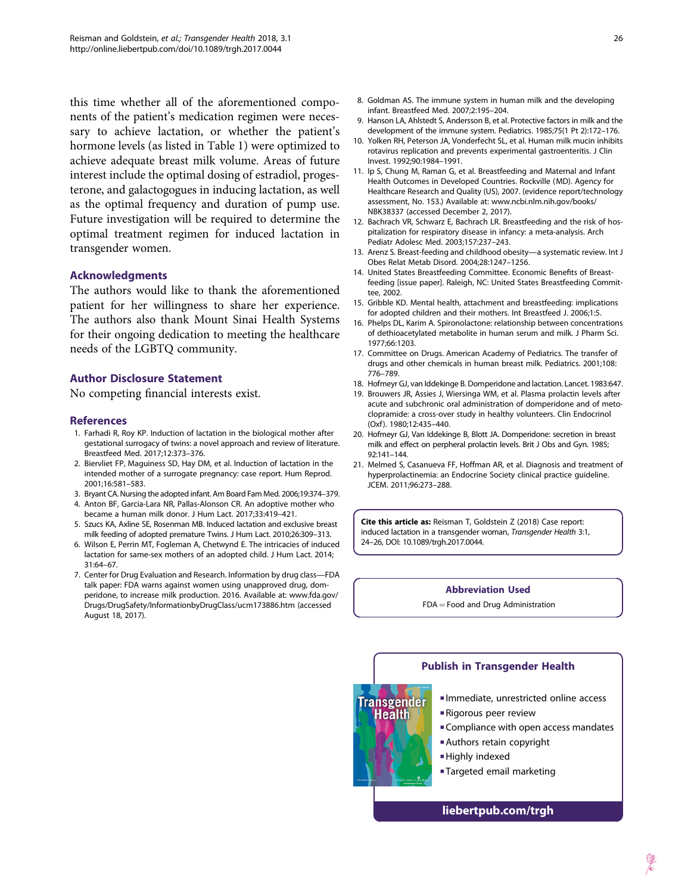this time whether all of the aforementioned components of the patient's medication regimen were necessary to achieve lactation, or whether the patient's hormone levels (as listed in Table 1) were optimized to achieve adequate breast milk volume. Areas of future interest include the optimal dosing of estradiol, progesterone, and galactogogues in inducing lactation, as well as the optimal frequency and duration of pump use. Future investigation will be required to determine the optimal treatment regimen for induced lactation in transgender women.

## Acknowledgments

The authors would like to thank the aforementioned patient for her willingness to share her experience. The authors also thank Mount Sinai Health Systems for their ongoing dedication to meeting the healthcare needs of the LGBTQ community.

## Author Disclosure Statement

No competing financial interests exist.

## References

1. Farhadi R, Roy KP. Induction of lactation in the biological mother after gestational surrogacy of twins: a novel approach and review of literature. Breastfeed Med. 2017;12:373–376.
2. Biervliet FP, Maguiness SD, Hay DM, et al. Induction of lactation in the intended mother of a surrogate pregnancy: case report. Hum Reprod. 2001;16:581–583.
3. Bryant CA. Nursing the adopted infant. Am Board Fam Med. 2006;19:374–379.
4. Anton BF, Garcia-Lara NR, Pallas-Alonson CR. An adoptive mother who became a human milk donor. J Hum Lact. 2017;33:419–421.
5. Szucs KA, Axline SE, Rosenman MB. Induced lactation and exclusive breast milk feeding of adopted premature Twins. J Hum Lact. 2010;26:309–313.
6. Wilson E, Perrin MT, Fogleman A, Chetwynd E. The intricacies of induced lactation for same-sex mothers of an adopted child. J Hum Lact. 2014; 31:64–67.
7. Center for Drug Evaluation and Research. Information by drug class—FDA talk paper: FDA warns against women using unapproved drug, domperidone, to increase milk production. 2016. Available at: www.fda.gov/Drugs/DrugSafety/InformationbyDrugClass/ucm173886.htm (accessed August 18, 2017).
8. Goldman AS. The immune system in human milk and the developing infant. Breastfeed Med. 2007;2:195–204.
9. Hanson LA, Ahlstedt S, Andersson B, et al. Protective factors in milk and the development of the immune system. Pediatrics. 1985;75(1 Pt 2):172–176.
10. Yolken RH, Peterson JA, Vonderfecht SL, et al. Human milk mucin inhibits rotavirus replication and prevents experimental gastroenteritis. J Clin Invest. 1992;90:1984–1991.
11. Ip S, Chung M, Raman G, et al. Breastfeeding and Maternal and Infant Health Outcomes in Developed Countries. Rockville (MD). Agency for Healthcare Research and Quality (US), 2007. (evidence report/technology assessment, No. 153.) Available at: www.ncbi.nlm.nih.gov/books/NBK38337 (accessed December 2, 2017).
12. Bachrach VR, Schwarz E, Bachrach LR. Breastfeeding and the risk of hospitalization for respiratory disease in infancy: a meta-analysis. Arch Pediatr Adolesc Med. 2003;157:237–243.
13. Arenz S. Breast-feeding and childhood obesity—a systematic review. Int J Obes Relat Metab Disord. 2004;28:1247–1256.
14. United States Breastfeeding Committee. Economic Benefits of Breastfeeding [issue paper]. Raleigh, NC: United States Breastfeeding Committee, 2002.
15. Gribble KD. Mental health, attachment and breastfeeding: implications for adopted children and their mothers. Int Breastfeed J. 2006;1:5.
16. Phelps DL, Karim A. Spironolactone: relationship between concentrations of dethioacetylated metabolite in human serum and milk. J Pharm Sci. 1977;66:1203.
17. Committee on Drugs. American Academy of Pediatrics. The transfer of drugs and other chemicals in human breast milk. Pediatrics. 2001;108: 776–789.
18. Hofmeyr GJ, van Iddekinge B. Domperidone and lactation. Lancet. 1983:647.
19. Brouwers JR, Assies J, Wiersinga WM, et al. Plasma prolactin levels after acute and subchronic oral administration of domperidone and of metoclopramide: a cross-over study in healthy volunteers. Clin Endocrinol (Oxf). 1980;12:435–440.
20. Hofmeyr GJ, Van Iddekinge B, Blott JA. Domperidone: secretion in breast milk and effect on perpheral prolactin levels. Brit J Obs and Gyn. 1985; 92:141–144.
21. Melmed S, Casanueva FF, Hoffman AR, et al. Diagnosis and treatment of hyperprolactinemia: an Endocrine Society clinical practice guideline. JCEM. 2011;96:273–288.

**Cite this article as:** Reisman T, Goldstein Z (2018) Case report: induced lactation in a transgender woman, *Transgender Health* 3:1, 24–26, DOI: 10.1089/trgh.2017.0044.

**Abbreviation Used**

FDA = Food and Drug Administration